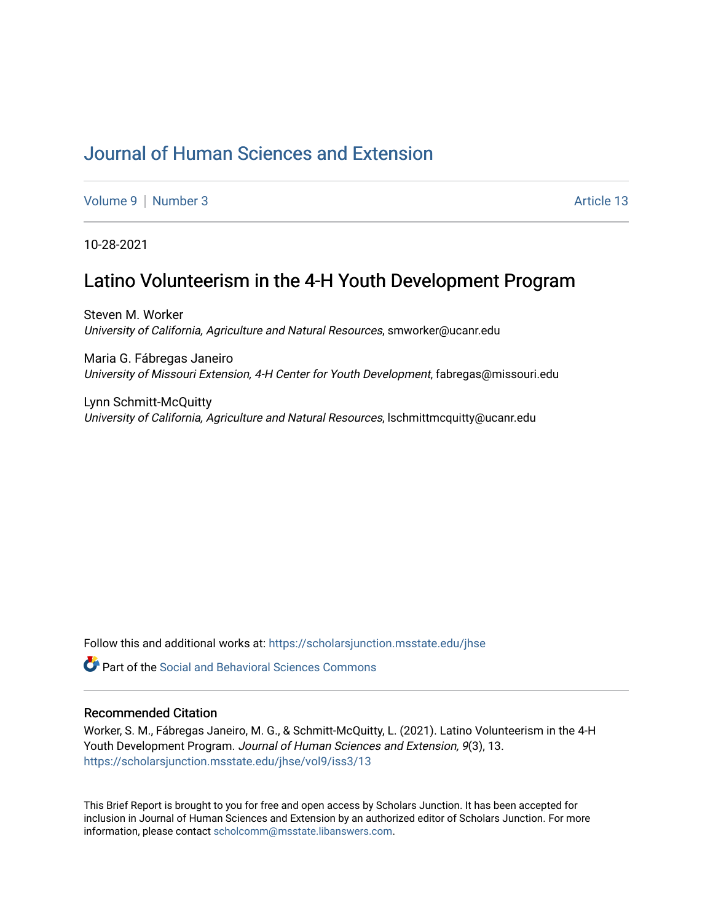# Journal of Human Sciences and Extension

Volume 9 | Number 3 Article 13

10-28-2021

## Latino Volunteerism in the 4-H Youth Development Program

Steven M. Worker
*University of California, Agriculture and Natural Resources*, smworker@ucanr.edu

Maria G. Fábregas Janeiro
*University of Missouri Extension, 4-H Center for Youth Development*, fabregas@missouri.edu

Lynn Schmitt-McQuitty
*University of California, Agriculture and Natural Resources*, lschmittmcquitty@ucanr.edu

Follow this and additional works at: https://scholarsjunction.msstate.edu/jhse

Part of the Social and Behavioral Sciences Commons

### Recommended Citation

Worker, S. M., Fábregas Janeiro, M. G., & Schmitt-McQuitty, L. (2021). Latino Volunteerism in the 4-H Youth Development Program. *Journal of Human Sciences and Extension, 9*(3), 13. https://scholarsjunction.msstate.edu/jhse/vol9/iss3/13

This Brief Report is brought to you for free and open access by Scholars Junction. It has been accepted for inclusion in Journal of Human Sciences and Extension by an authorized editor of Scholars Junction. For more information, please contact scholcomm@msstate.libanswers.com.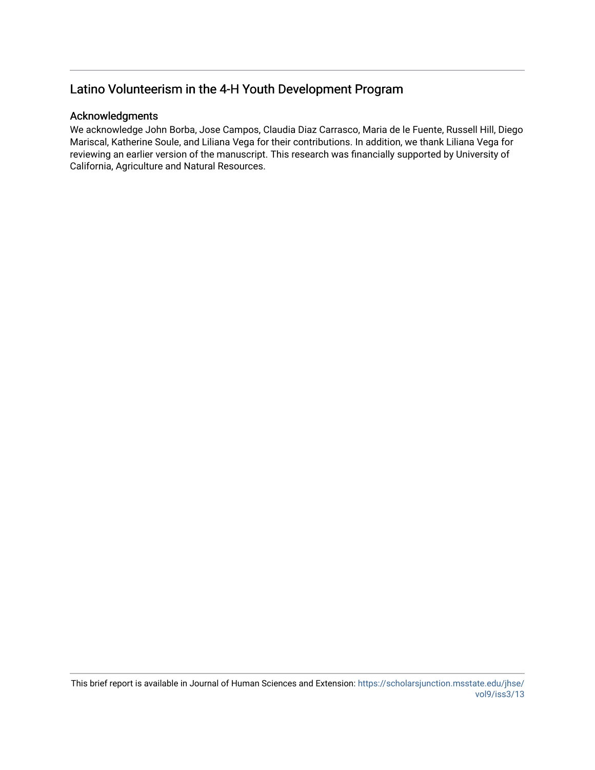## Latino Volunteerism in the 4-H Youth Development Program

### Acknowledgments

We acknowledge John Borba, Jose Campos, Claudia Diaz Carrasco, Maria de le Fuente, Russell Hill, Diego Mariscal, Katherine Soule, and Liliana Vega for their contributions. In addition, we thank Liliana Vega for reviewing an earlier version of the manuscript. This research was financially supported by University of California, Agriculture and Natural Resources.

This brief report is available in Journal of Human Sciences and Extension: https://scholarsjunction.msstate.edu/jhse/vol9/iss3/13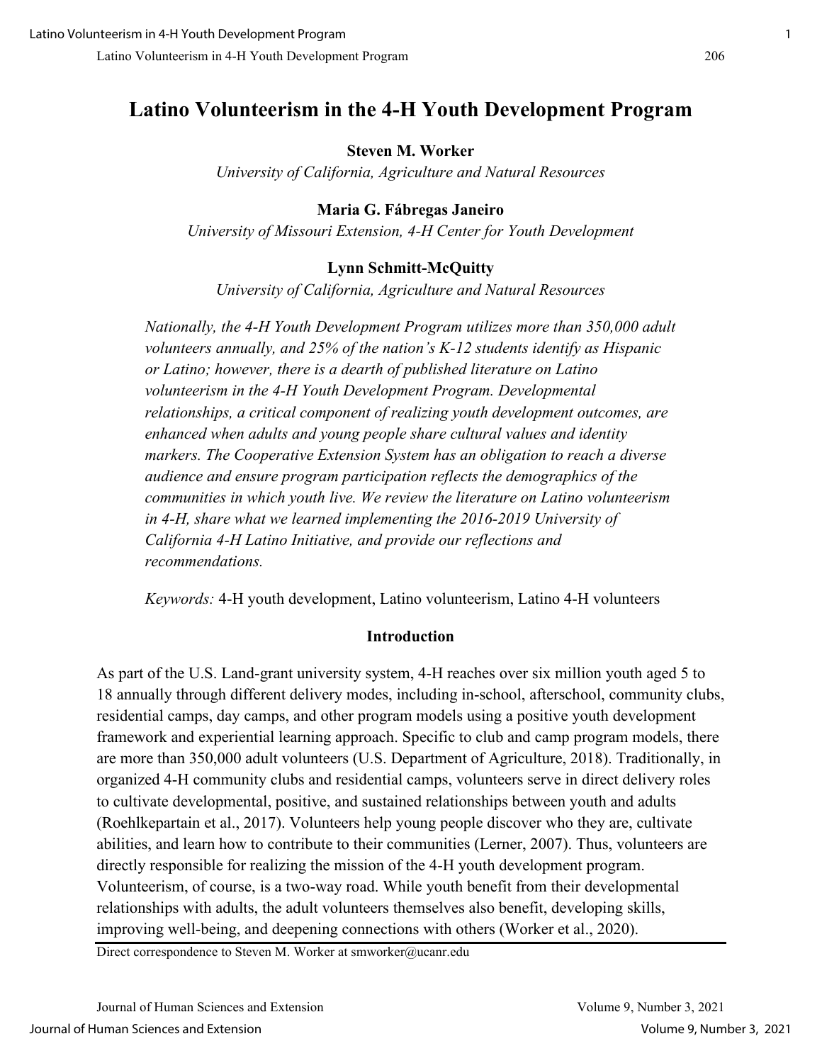# Latino Volunteerism in the 4-H Youth Development Program

**Steven M. Worker**

*University of California, Agriculture and Natural Resources*

**Maria G. Fábregas Janeiro**

*University of Missouri Extension, 4-H Center for Youth Development*

**Lynn Schmitt-McQuitty**

*University of California, Agriculture and Natural Resources*

*Nationally, the 4-H Youth Development Program utilizes more than 350,000 adult volunteers annually, and 25% of the nation's K-12 students identify as Hispanic or Latino; however, there is a dearth of published literature on Latino volunteerism in the 4-H Youth Development Program. Developmental relationships, a critical component of realizing youth development outcomes, are enhanced when adults and young people share cultural values and identity markers. The Cooperative Extension System has an obligation to reach a diverse audience and ensure program participation reflects the demographics of the communities in which youth live. We review the literature on Latino volunteerism in 4-H, share what we learned implementing the 2016-2019 University of California 4-H Latino Initiative, and provide our reflections and recommendations.*

*Keywords:* 4-H youth development, Latino volunteerism, Latino 4-H volunteers

## Introduction

As part of the U.S. Land-grant university system, 4-H reaches over six million youth aged 5 to 18 annually through different delivery modes, including in-school, afterschool, community clubs, residential camps, day camps, and other program models using a positive youth development framework and experiential learning approach. Specific to club and camp program models, there are more than 350,000 adult volunteers (U.S. Department of Agriculture, 2018). Traditionally, in organized 4-H community clubs and residential camps, volunteers serve in direct delivery roles to cultivate developmental, positive, and sustained relationships between youth and adults (Roehlkepartain et al., 2017). Volunteers help young people discover who they are, cultivate abilities, and learn how to contribute to their communities (Lerner, 2007). Thus, volunteers are directly responsible for realizing the mission of the 4-H youth development program. Volunteerism, of course, is a two-way road. While youth benefit from their developmental relationships with adults, the adult volunteers themselves also benefit, developing skills, improving well-being, and deepening connections with others (Worker et al., 2020).

Direct correspondence to Steven M. Worker at smworker@ucanr.edu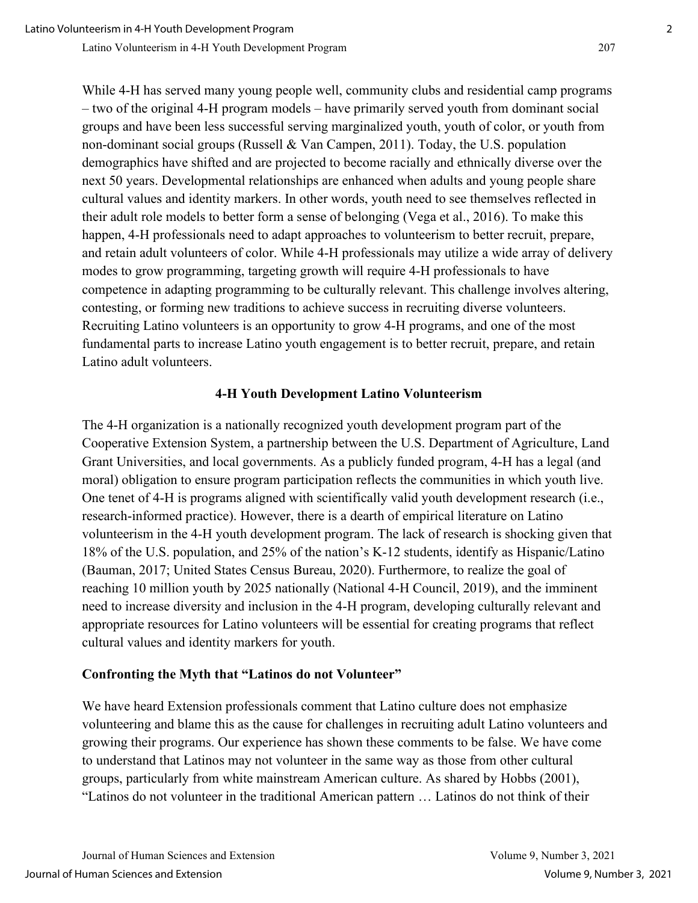While 4-H has served many young people well, community clubs and residential camp programs – two of the original 4-H program models – have primarily served youth from dominant social groups and have been less successful serving marginalized youth, youth of color, or youth from non-dominant social groups (Russell & Van Campen, 2011). Today, the U.S. population demographics have shifted and are projected to become racially and ethnically diverse over the next 50 years. Developmental relationships are enhanced when adults and young people share cultural values and identity markers. In other words, youth need to see themselves reflected in their adult role models to better form a sense of belonging (Vega et al., 2016). To make this happen, 4-H professionals need to adapt approaches to volunteerism to better recruit, prepare, and retain adult volunteers of color. While 4-H professionals may utilize a wide array of delivery modes to grow programming, targeting growth will require 4-H professionals to have competence in adapting programming to be culturally relevant. This challenge involves altering, contesting, or forming new traditions to achieve success in recruiting diverse volunteers. Recruiting Latino volunteers is an opportunity to grow 4-H programs, and one of the most fundamental parts to increase Latino youth engagement is to better recruit, prepare, and retain Latino adult volunteers.

## 4-H Youth Development Latino Volunteerism

The 4-H organization is a nationally recognized youth development program part of the Cooperative Extension System, a partnership between the U.S. Department of Agriculture, Land Grant Universities, and local governments. As a publicly funded program, 4-H has a legal (and moral) obligation to ensure program participation reflects the communities in which youth live. One tenet of 4-H is programs aligned with scientifically valid youth development research (i.e., research-informed practice). However, there is a dearth of empirical literature on Latino volunteerism in the 4-H youth development program. The lack of research is shocking given that 18% of the U.S. population, and 25% of the nation's K-12 students, identify as Hispanic/Latino (Bauman, 2017; United States Census Bureau, 2020). Furthermore, to realize the goal of reaching 10 million youth by 2025 nationally (National 4-H Council, 2019), and the imminent need to increase diversity and inclusion in the 4-H program, developing culturally relevant and appropriate resources for Latino volunteers will be essential for creating programs that reflect cultural values and identity markers for youth.

### Confronting the Myth that "Latinos do not Volunteer"

We have heard Extension professionals comment that Latino culture does not emphasize volunteering and blame this as the cause for challenges in recruiting adult Latino volunteers and growing their programs. Our experience has shown these comments to be false. We have come to understand that Latinos may not volunteer in the same way as those from other cultural groups, particularly from white mainstream American culture. As shared by Hobbs (2001), "Latinos do not volunteer in the traditional American pattern … Latinos do not think of their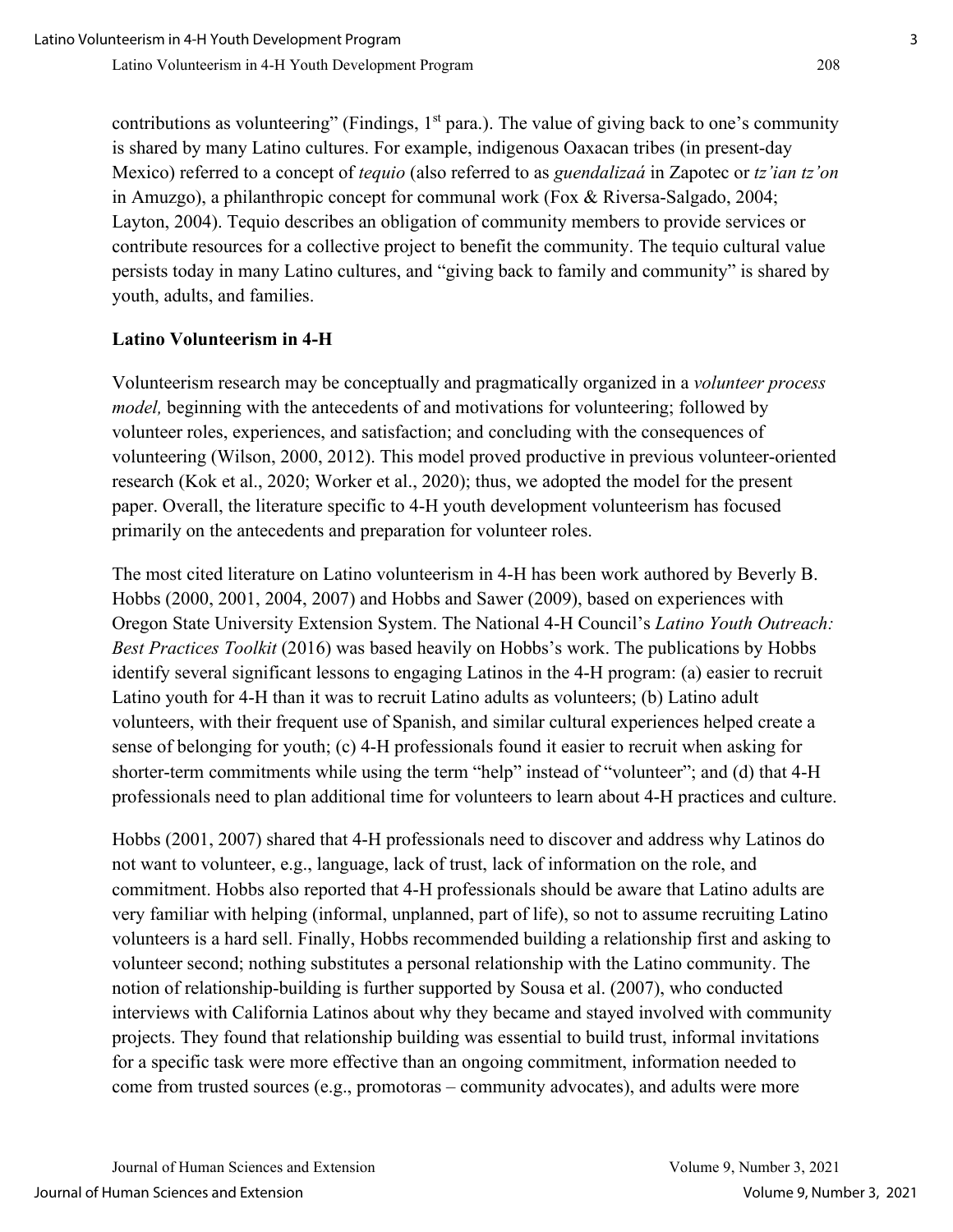contributions as volunteering" (Findings, 1st para.). The value of giving back to one's community is shared by many Latino cultures. For example, indigenous Oaxacan tribes (in present-day Mexico) referred to a concept of *tequio* (also referred to as *guendalizaá* in Zapotec or *tz'ian tz'on* in Amuzgo), a philanthropic concept for communal work (Fox & Riversa-Salgado, 2004; Layton, 2004). Tequio describes an obligation of community members to provide services or contribute resources for a collective project to benefit the community. The tequio cultural value persists today in many Latino cultures, and "giving back to family and community" is shared by youth, adults, and families.

## Latino Volunteerism in 4-H

Volunteerism research may be conceptually and pragmatically organized in a *volunteer process model,* beginning with the antecedents of and motivations for volunteering; followed by volunteer roles, experiences, and satisfaction; and concluding with the consequences of volunteering (Wilson, 2000, 2012). This model proved productive in previous volunteer-oriented research (Kok et al., 2020; Worker et al., 2020); thus, we adopted the model for the present paper. Overall, the literature specific to 4-H youth development volunteerism has focused primarily on the antecedents and preparation for volunteer roles.

The most cited literature on Latino volunteerism in 4-H has been work authored by Beverly B. Hobbs (2000, 2001, 2004, 2007) and Hobbs and Sawer (2009), based on experiences with Oregon State University Extension System. The National 4-H Council's *Latino Youth Outreach: Best Practices Toolkit* (2016) was based heavily on Hobbs's work. The publications by Hobbs identify several significant lessons to engaging Latinos in the 4-H program: (a) easier to recruit Latino youth for 4-H than it was to recruit Latino adults as volunteers; (b) Latino adult volunteers, with their frequent use of Spanish, and similar cultural experiences helped create a sense of belonging for youth; (c) 4-H professionals found it easier to recruit when asking for shorter-term commitments while using the term "help" instead of "volunteer"; and (d) that 4-H professionals need to plan additional time for volunteers to learn about 4-H practices and culture.

Hobbs (2001, 2007) shared that 4-H professionals need to discover and address why Latinos do not want to volunteer, e.g., language, lack of trust, lack of information on the role, and commitment. Hobbs also reported that 4-H professionals should be aware that Latino adults are very familiar with helping (informal, unplanned, part of life), so not to assume recruiting Latino volunteers is a hard sell. Finally, Hobbs recommended building a relationship first and asking to volunteer second; nothing substitutes a personal relationship with the Latino community. The notion of relationship-building is further supported by Sousa et al. (2007), who conducted interviews with California Latinos about why they became and stayed involved with community projects. They found that relationship building was essential to build trust, informal invitations for a specific task were more effective than an ongoing commitment, information needed to come from trusted sources (e.g., promotoras – community advocates), and adults were more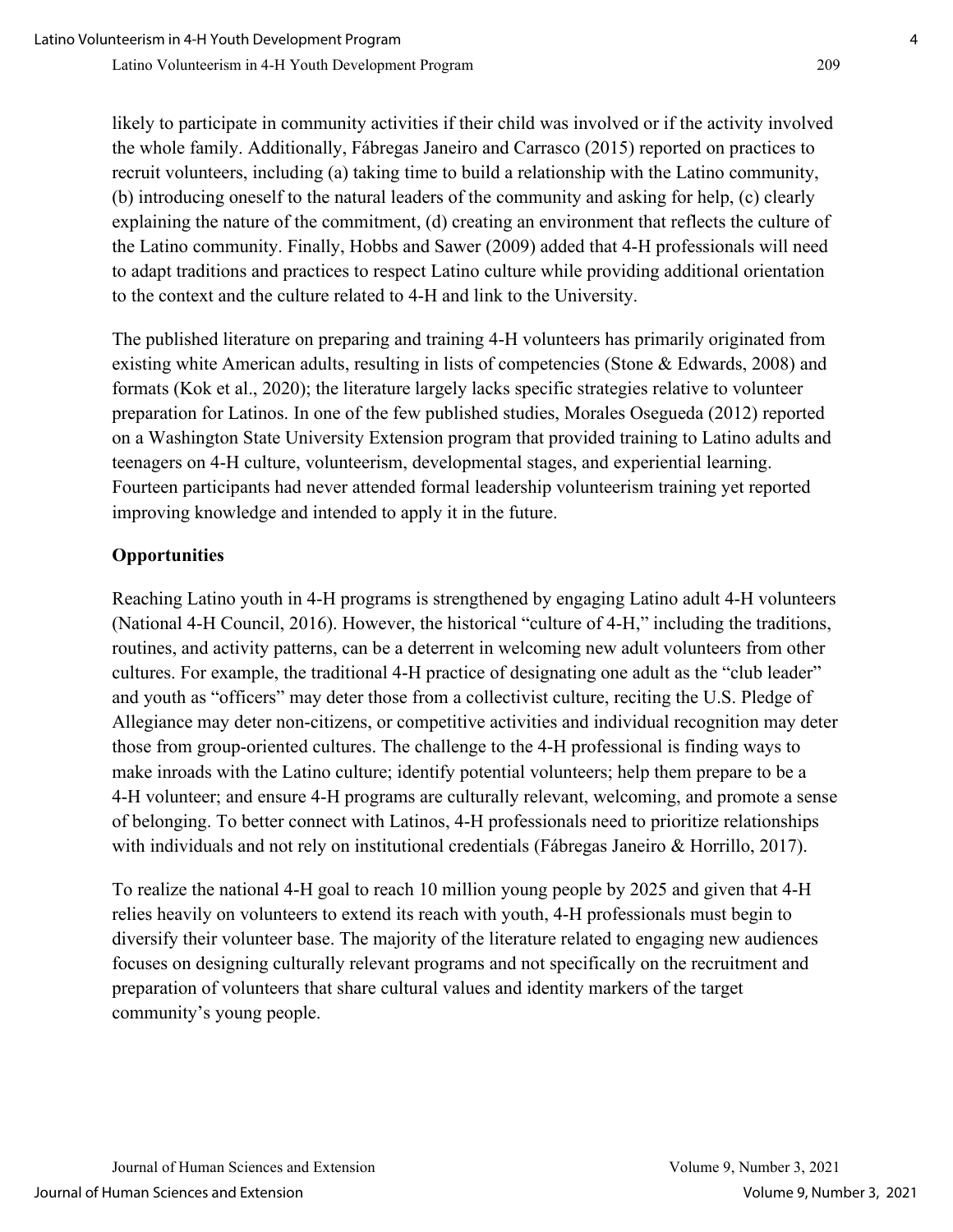likely to participate in community activities if their child was involved or if the activity involved the whole family. Additionally, Fábregas Janeiro and Carrasco (2015) reported on practices to recruit volunteers, including (a) taking time to build a relationship with the Latino community, (b) introducing oneself to the natural leaders of the community and asking for help, (c) clearly explaining the nature of the commitment, (d) creating an environment that reflects the culture of the Latino community. Finally, Hobbs and Sawer (2009) added that 4-H professionals will need to adapt traditions and practices to respect Latino culture while providing additional orientation to the context and the culture related to 4-H and link to the University.

The published literature on preparing and training 4-H volunteers has primarily originated from existing white American adults, resulting in lists of competencies (Stone & Edwards, 2008) and formats (Kok et al., 2020); the literature largely lacks specific strategies relative to volunteer preparation for Latinos. In one of the few published studies, Morales Osegueda (2012) reported on a Washington State University Extension program that provided training to Latino adults and teenagers on 4-H culture, volunteerism, developmental stages, and experiential learning. Fourteen participants had never attended formal leadership volunteerism training yet reported improving knowledge and intended to apply it in the future.

### Opportunities

Reaching Latino youth in 4-H programs is strengthened by engaging Latino adult 4-H volunteers (National 4-H Council, 2016). However, the historical "culture of 4-H," including the traditions, routines, and activity patterns, can be a deterrent in welcoming new adult volunteers from other cultures. For example, the traditional 4-H practice of designating one adult as the "club leader" and youth as "officers" may deter those from a collectivist culture, reciting the U.S. Pledge of Allegiance may deter non-citizens, or competitive activities and individual recognition may deter those from group-oriented cultures. The challenge to the 4-H professional is finding ways to make inroads with the Latino culture; identify potential volunteers; help them prepare to be a 4-H volunteer; and ensure 4-H programs are culturally relevant, welcoming, and promote a sense of belonging. To better connect with Latinos, 4-H professionals need to prioritize relationships with individuals and not rely on institutional credentials (Fábregas Janeiro & Horrillo, 2017).

To realize the national 4-H goal to reach 10 million young people by 2025 and given that 4-H relies heavily on volunteers to extend its reach with youth, 4-H professionals must begin to diversify their volunteer base. The majority of the literature related to engaging new audiences focuses on designing culturally relevant programs and not specifically on the recruitment and preparation of volunteers that share cultural values and identity markers of the target community's young people.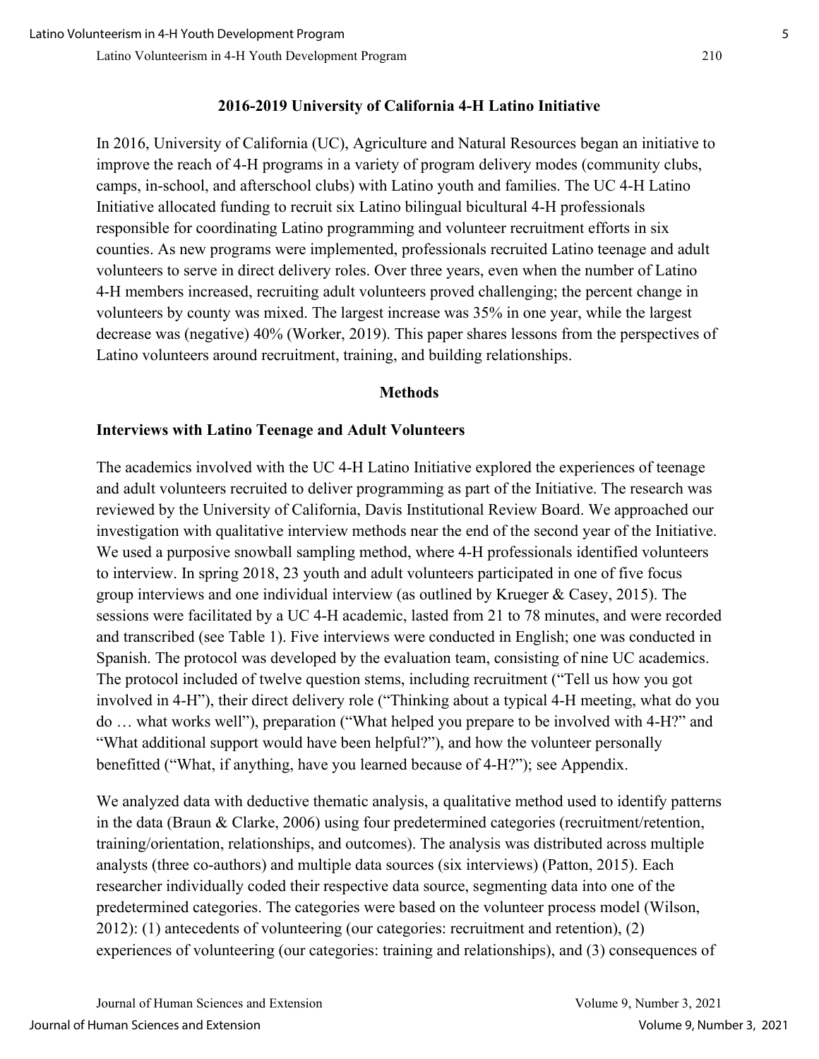## 2016-2019 University of California 4-H Latino Initiative

In 2016, University of California (UC), Agriculture and Natural Resources began an initiative to improve the reach of 4-H programs in a variety of program delivery modes (community clubs, camps, in-school, and afterschool clubs) with Latino youth and families. The UC 4-H Latino Initiative allocated funding to recruit six Latino bilingual bicultural 4-H professionals responsible for coordinating Latino programming and volunteer recruitment efforts in six counties. As new programs were implemented, professionals recruited Latino teenage and adult volunteers to serve in direct delivery roles. Over three years, even when the number of Latino 4-H members increased, recruiting adult volunteers proved challenging; the percent change in volunteers by county was mixed. The largest increase was 35% in one year, while the largest decrease was (negative) 40% (Worker, 2019). This paper shares lessons from the perspectives of Latino volunteers around recruitment, training, and building relationships.

## Methods

### Interviews with Latino Teenage and Adult Volunteers

The academics involved with the UC 4-H Latino Initiative explored the experiences of teenage and adult volunteers recruited to deliver programming as part of the Initiative. The research was reviewed by the University of California, Davis Institutional Review Board. We approached our investigation with qualitative interview methods near the end of the second year of the Initiative. We used a purposive snowball sampling method, where 4-H professionals identified volunteers to interview. In spring 2018, 23 youth and adult volunteers participated in one of five focus group interviews and one individual interview (as outlined by Krueger & Casey, 2015). The sessions were facilitated by a UC 4-H academic, lasted from 21 to 78 minutes, and were recorded and transcribed (see Table 1). Five interviews were conducted in English; one was conducted in Spanish. The protocol was developed by the evaluation team, consisting of nine UC academics. The protocol included of twelve question stems, including recruitment ("Tell us how you got involved in 4-H"), their direct delivery role ("Thinking about a typical 4-H meeting, what do you do … what works well"), preparation ("What helped you prepare to be involved with 4-H?" and "What additional support would have been helpful?"), and how the volunteer personally benefitted ("What, if anything, have you learned because of 4-H?"); see Appendix.

We analyzed data with deductive thematic analysis, a qualitative method used to identify patterns in the data (Braun & Clarke, 2006) using four predetermined categories (recruitment/retention, training/orientation, relationships, and outcomes). The analysis was distributed across multiple analysts (three co-authors) and multiple data sources (six interviews) (Patton, 2015). Each researcher individually coded their respective data source, segmenting data into one of the predetermined categories. The categories were based on the volunteer process model (Wilson, 2012): (1) antecedents of volunteering (our categories: recruitment and retention), (2) experiences of volunteering (our categories: training and relationships), and (3) consequences of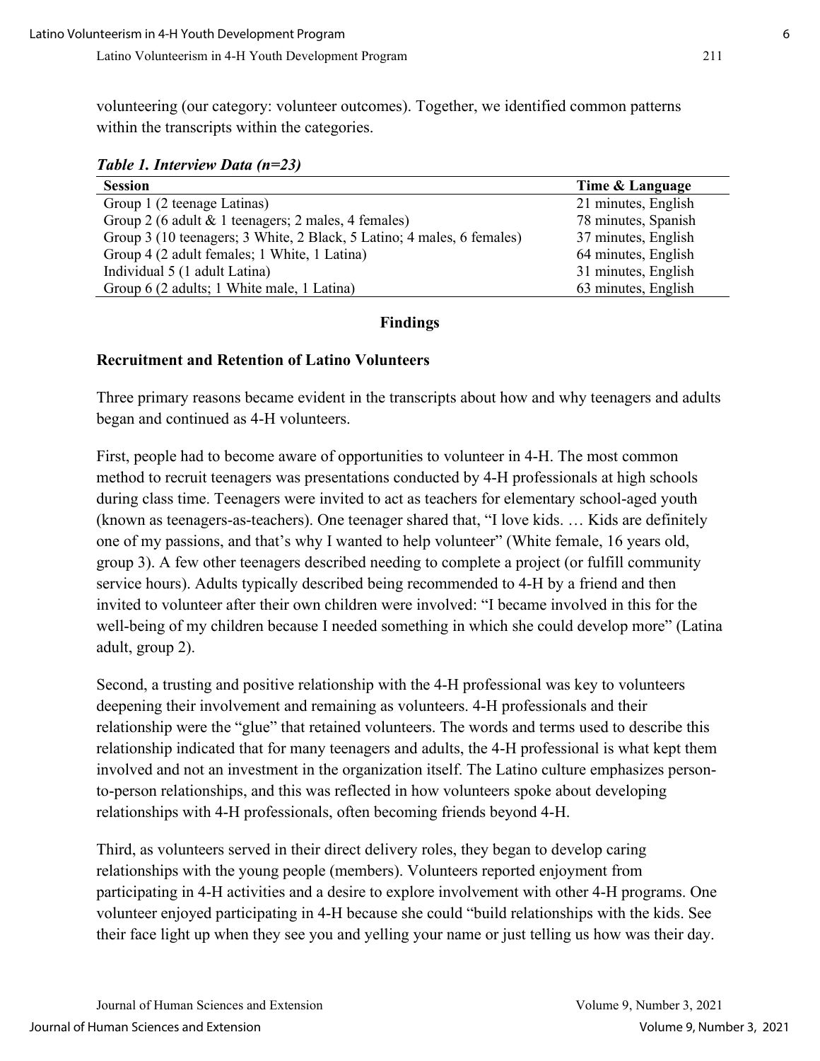volunteering (our category: volunteer outcomes). Together, we identified common patterns within the transcripts within the categories.

***Table 1. Interview Data (n=23)***

| Session | Time & Language |
|---|---|
| Group 1 (2 teenage Latinas) | 21 minutes, English |
| Group 2 (6 adult & 1 teenagers; 2 males, 4 females) | 78 minutes, Spanish |
| Group 3 (10 teenagers; 3 White, 2 Black, 5 Latino; 4 males, 6 females) | 37 minutes, English |
| Group 4 (2 adult females; 1 White, 1 Latina) | 64 minutes, English |
| Individual 5 (1 adult Latina) | 31 minutes, English |
| Group 6 (2 adults; 1 White male, 1 Latina) | 63 minutes, English |

## Findings

### Recruitment and Retention of Latino Volunteers

Three primary reasons became evident in the transcripts about how and why teenagers and adults began and continued as 4-H volunteers.

First, people had to become aware of opportunities to volunteer in 4-H. The most common method to recruit teenagers was presentations conducted by 4-H professionals at high schools during class time. Teenagers were invited to act as teachers for elementary school-aged youth (known as teenagers-as-teachers). One teenager shared that, "I love kids. … Kids are definitely one of my passions, and that's why I wanted to help volunteer" (White female, 16 years old, group 3). A few other teenagers described needing to complete a project (or fulfill community service hours). Adults typically described being recommended to 4-H by a friend and then invited to volunteer after their own children were involved: "I became involved in this for the well-being of my children because I needed something in which she could develop more" (Latina adult, group 2).

Second, a trusting and positive relationship with the 4-H professional was key to volunteers deepening their involvement and remaining as volunteers. 4-H professionals and their relationship were the "glue" that retained volunteers. The words and terms used to describe this relationship indicated that for many teenagers and adults, the 4-H professional is what kept them involved and not an investment in the organization itself. The Latino culture emphasizes person-to-person relationships, and this was reflected in how volunteers spoke about developing relationships with 4-H professionals, often becoming friends beyond 4-H.

Third, as volunteers served in their direct delivery roles, they began to develop caring relationships with the young people (members). Volunteers reported enjoyment from participating in 4-H activities and a desire to explore involvement with other 4-H programs. One volunteer enjoyed participating in 4-H because she could "build relationships with the kids. See their face light up when they see you and yelling your name or just telling us how was their day.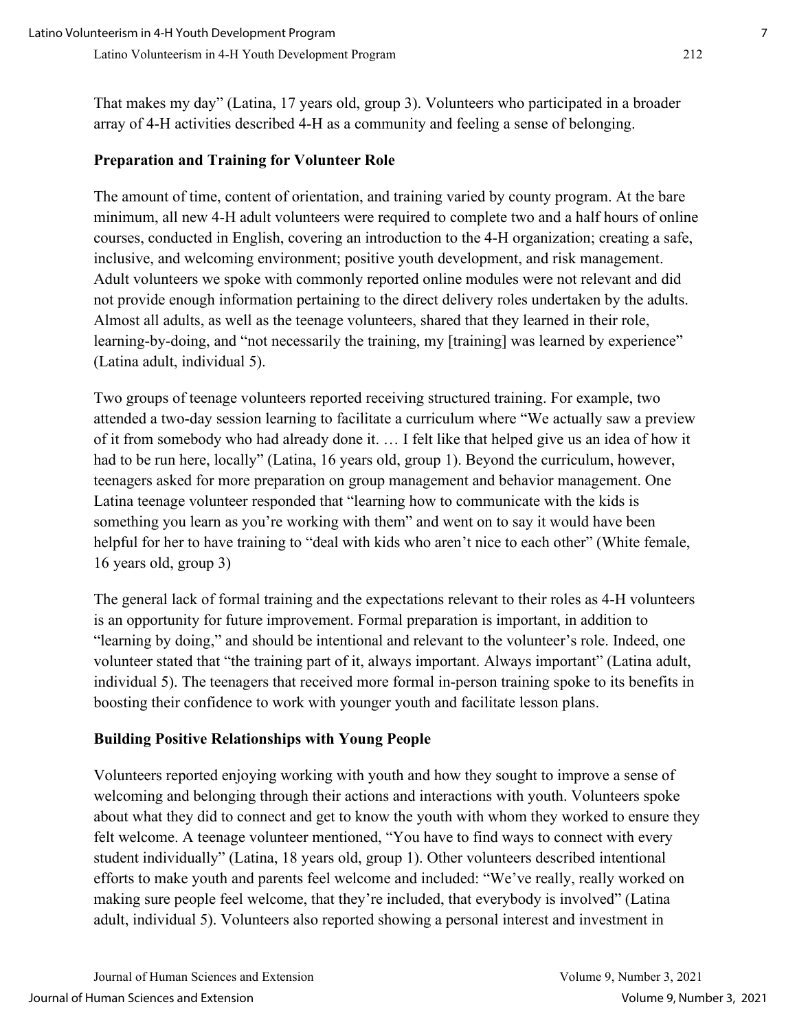That makes my day" (Latina, 17 years old, group 3). Volunteers who participated in a broader array of 4-H activities described 4-H as a community and feeling a sense of belonging.

### Preparation and Training for Volunteer Role

The amount of time, content of orientation, and training varied by county program. At the bare minimum, all new 4-H adult volunteers were required to complete two and a half hours of online courses, conducted in English, covering an introduction to the 4-H organization; creating a safe, inclusive, and welcoming environment; positive youth development, and risk management. Adult volunteers we spoke with commonly reported online modules were not relevant and did not provide enough information pertaining to the direct delivery roles undertaken by the adults. Almost all adults, as well as the teenage volunteers, shared that they learned in their role, learning-by-doing, and "not necessarily the training, my [training] was learned by experience" (Latina adult, individual 5).

Two groups of teenage volunteers reported receiving structured training. For example, two attended a two-day session learning to facilitate a curriculum where "We actually saw a preview of it from somebody who had already done it. … I felt like that helped give us an idea of how it had to be run here, locally" (Latina, 16 years old, group 1). Beyond the curriculum, however, teenagers asked for more preparation on group management and behavior management. One Latina teenage volunteer responded that "learning how to communicate with the kids is something you learn as you're working with them" and went on to say it would have been helpful for her to have training to "deal with kids who aren't nice to each other" (White female, 16 years old, group 3)

The general lack of formal training and the expectations relevant to their roles as 4-H volunteers is an opportunity for future improvement. Formal preparation is important, in addition to "learning by doing," and should be intentional and relevant to the volunteer's role. Indeed, one volunteer stated that "the training part of it, always important. Always important" (Latina adult, individual 5). The teenagers that received more formal in-person training spoke to its benefits in boosting their confidence to work with younger youth and facilitate lesson plans.

### Building Positive Relationships with Young People

Volunteers reported enjoying working with youth and how they sought to improve a sense of welcoming and belonging through their actions and interactions with youth. Volunteers spoke about what they did to connect and get to know the youth with whom they worked to ensure they felt welcome. A teenage volunteer mentioned, "You have to find ways to connect with every student individually" (Latina, 18 years old, group 1). Other volunteers described intentional efforts to make youth and parents feel welcome and included: "We've really, really worked on making sure people feel welcome, that they're included, that everybody is involved" (Latina adult, individual 5). Volunteers also reported showing a personal interest and investment in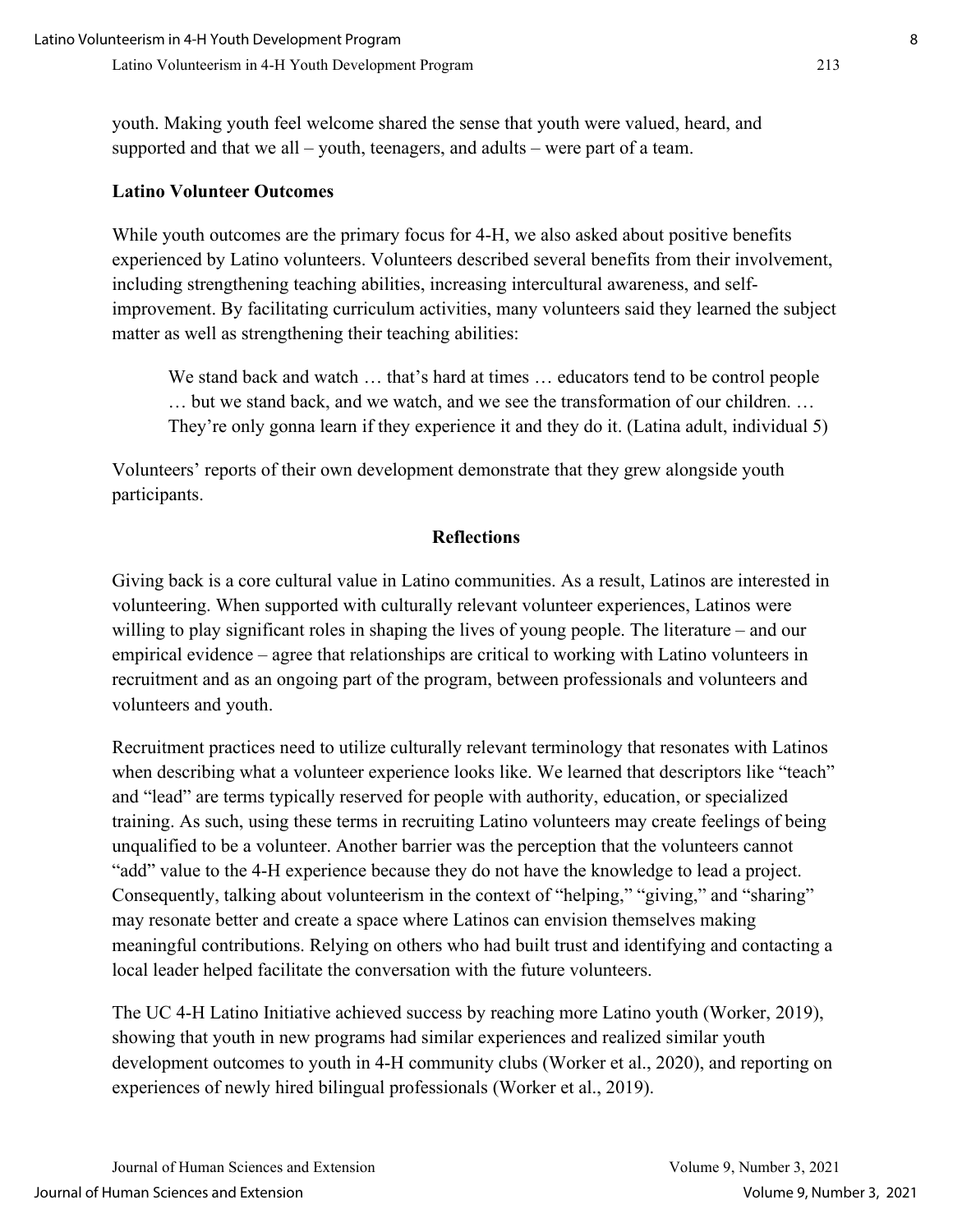youth. Making youth feel welcome shared the sense that youth were valued, heard, and supported and that we all – youth, teenagers, and adults – were part of a team.

### Latino Volunteer Outcomes

While youth outcomes are the primary focus for 4-H, we also asked about positive benefits experienced by Latino volunteers. Volunteers described several benefits from their involvement, including strengthening teaching abilities, increasing intercultural awareness, and self-improvement. By facilitating curriculum activities, many volunteers said they learned the subject matter as well as strengthening their teaching abilities:

> We stand back and watch … that's hard at times … educators tend to be control people … but we stand back, and we watch, and we see the transformation of our children. … They're only gonna learn if they experience it and they do it. (Latina adult, individual 5)

Volunteers' reports of their own development demonstrate that they grew alongside youth participants.

## Reflections

Giving back is a core cultural value in Latino communities. As a result, Latinos are interested in volunteering. When supported with culturally relevant volunteer experiences, Latinos were willing to play significant roles in shaping the lives of young people. The literature – and our empirical evidence – agree that relationships are critical to working with Latino volunteers in recruitment and as an ongoing part of the program, between professionals and volunteers and volunteers and youth.

Recruitment practices need to utilize culturally relevant terminology that resonates with Latinos when describing what a volunteer experience looks like. We learned that descriptors like "teach" and "lead" are terms typically reserved for people with authority, education, or specialized training. As such, using these terms in recruiting Latino volunteers may create feelings of being unqualified to be a volunteer. Another barrier was the perception that the volunteers cannot "add" value to the 4-H experience because they do not have the knowledge to lead a project. Consequently, talking about volunteerism in the context of "helping," "giving," and "sharing" may resonate better and create a space where Latinos can envision themselves making meaningful contributions. Relying on others who had built trust and identifying and contacting a local leader helped facilitate the conversation with the future volunteers.

The UC 4-H Latino Initiative achieved success by reaching more Latino youth (Worker, 2019), showing that youth in new programs had similar experiences and realized similar youth development outcomes to youth in 4-H community clubs (Worker et al., 2020), and reporting on experiences of newly hired bilingual professionals (Worker et al., 2019).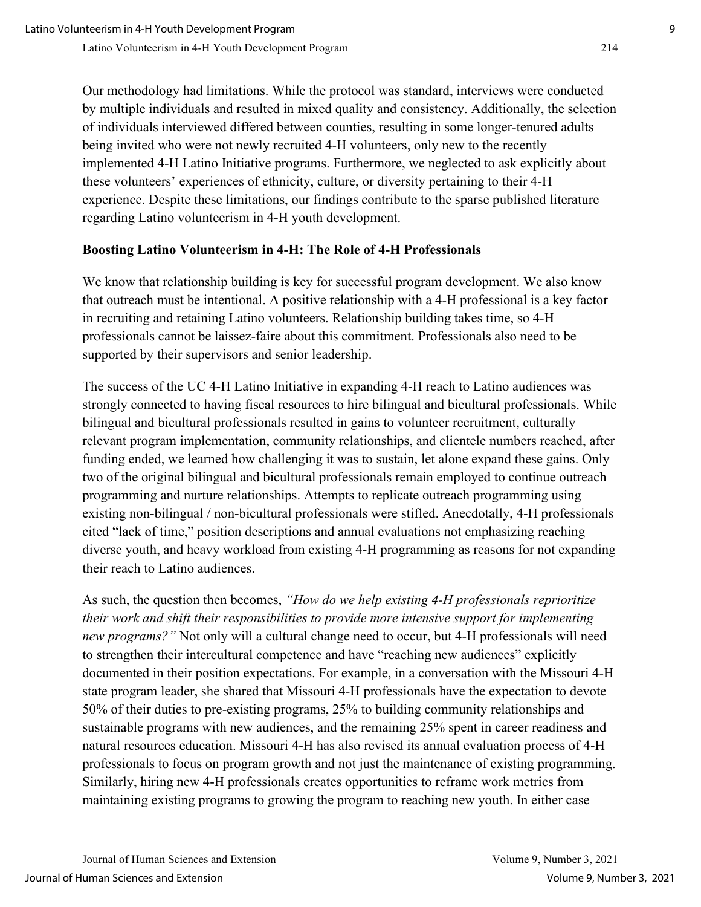Our methodology had limitations. While the protocol was standard, interviews were conducted by multiple individuals and resulted in mixed quality and consistency. Additionally, the selection of individuals interviewed differed between counties, resulting in some longer-tenured adults being invited who were not newly recruited 4-H volunteers, only new to the recently implemented 4-H Latino Initiative programs. Furthermore, we neglected to ask explicitly about these volunteers' experiences of ethnicity, culture, or diversity pertaining to their 4-H experience. Despite these limitations, our findings contribute to the sparse published literature regarding Latino volunteerism in 4-H youth development.

**Boosting Latino Volunteerism in 4-H: The Role of 4-H Professionals**

We know that relationship building is key for successful program development. We also know that outreach must be intentional. A positive relationship with a 4-H professional is a key factor in recruiting and retaining Latino volunteers. Relationship building takes time, so 4-H professionals cannot be laissez-faire about this commitment. Professionals also need to be supported by their supervisors and senior leadership.

The success of the UC 4-H Latino Initiative in expanding 4-H reach to Latino audiences was strongly connected to having fiscal resources to hire bilingual and bicultural professionals. While bilingual and bicultural professionals resulted in gains to volunteer recruitment, culturally relevant program implementation, community relationships, and clientele numbers reached, after funding ended, we learned how challenging it was to sustain, let alone expand these gains. Only two of the original bilingual and bicultural professionals remain employed to continue outreach programming and nurture relationships. Attempts to replicate outreach programming using existing non-bilingual / non-bicultural professionals were stifled. Anecdotally, 4-H professionals cited "lack of time," position descriptions and annual evaluations not emphasizing reaching diverse youth, and heavy workload from existing 4-H programming as reasons for not expanding their reach to Latino audiences.

As such, the question then becomes, *"How do we help existing 4-H professionals reprioritize their work and shift their responsibilities to provide more intensive support for implementing new programs?"* Not only will a cultural change need to occur, but 4-H professionals will need to strengthen their intercultural competence and have "reaching new audiences" explicitly documented in their position expectations. For example, in a conversation with the Missouri 4-H state program leader, she shared that Missouri 4-H professionals have the expectation to devote 50% of their duties to pre-existing programs, 25% to building community relationships and sustainable programs with new audiences, and the remaining 25% spent in career readiness and natural resources education. Missouri 4-H has also revised its annual evaluation process of 4-H professionals to focus on program growth and not just the maintenance of existing programming. Similarly, hiring new 4-H professionals creates opportunities to reframe work metrics from maintaining existing programs to growing the program to reaching new youth. In either case –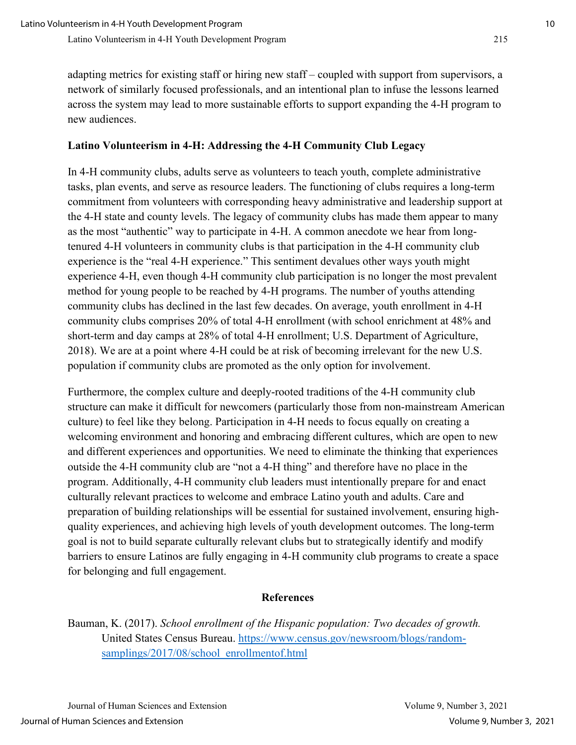adapting metrics for existing staff or hiring new staff – coupled with support from supervisors, a network of similarly focused professionals, and an intentional plan to infuse the lessons learned across the system may lead to more sustainable efforts to support expanding the 4-H program to new audiences.

## Latino Volunteerism in 4-H: Addressing the 4-H Community Club Legacy

In 4-H community clubs, adults serve as volunteers to teach youth, complete administrative tasks, plan events, and serve as resource leaders. The functioning of clubs requires a long-term commitment from volunteers with corresponding heavy administrative and leadership support at the 4-H state and county levels. The legacy of community clubs has made them appear to many as the most "authentic" way to participate in 4-H. A common anecdote we hear from long-tenured 4-H volunteers in community clubs is that participation in the 4-H community club experience is the "real 4-H experience." This sentiment devalues other ways youth might experience 4-H, even though 4-H community club participation is no longer the most prevalent method for young people to be reached by 4-H programs. The number of youths attending community clubs has declined in the last few decades. On average, youth enrollment in 4-H community clubs comprises 20% of total 4-H enrollment (with school enrichment at 48% and short-term and day camps at 28% of total 4-H enrollment; U.S. Department of Agriculture, 2018). We are at a point where 4-H could be at risk of becoming irrelevant for the new U.S. population if community clubs are promoted as the only option for involvement.

Furthermore, the complex culture and deeply-rooted traditions of the 4-H community club structure can make it difficult for newcomers (particularly those from non-mainstream American culture) to feel like they belong. Participation in 4-H needs to focus equally on creating a welcoming environment and honoring and embracing different cultures, which are open to new and different experiences and opportunities. We need to eliminate the thinking that experiences outside the 4-H community club are "not a 4-H thing" and therefore have no place in the program. Additionally, 4-H community club leaders must intentionally prepare for and enact culturally relevant practices to welcome and embrace Latino youth and adults. Care and preparation of building relationships will be essential for sustained involvement, ensuring high-quality experiences, and achieving high levels of youth development outcomes. The long-term goal is not to build separate culturally relevant clubs but to strategically identify and modify barriers to ensure Latinos are fully engaging in 4-H community club programs to create a space for belonging and full engagement.

## References

Bauman, K. (2017). *School enrollment of the Hispanic population: Two decades of growth.* United States Census Bureau. https://www.census.gov/newsroom/blogs/random-samplings/2017/08/school_enrollmentof.html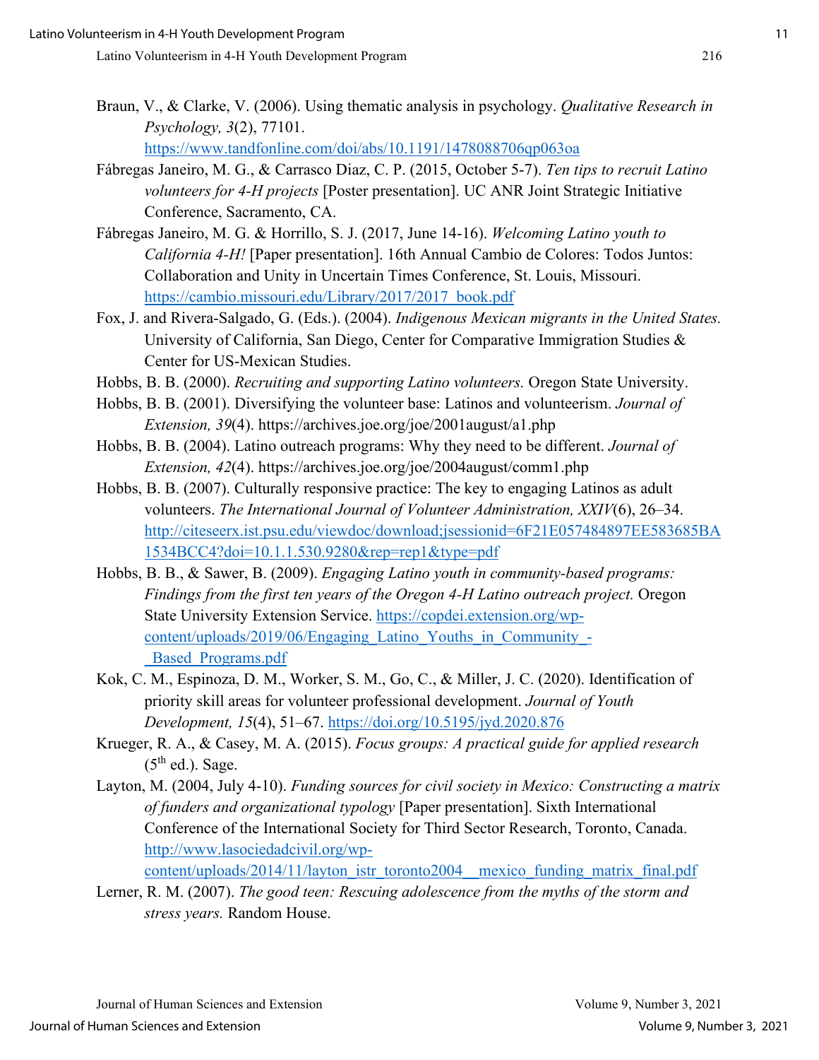Braun, V., & Clarke, V. (2006). Using thematic analysis in psychology. *Qualitative Research in Psychology, 3*(2), 77101. https://www.tandfonline.com/doi/abs/10.1191/1478088706qp063oa

Fábregas Janeiro, M. G., & Carrasco Diaz, C. P. (2015, October 5-7). *Ten tips to recruit Latino volunteers for 4-H projects* [Poster presentation]. UC ANR Joint Strategic Initiative Conference, Sacramento, CA.

Fábregas Janeiro, M. G. & Horrillo, S. J. (2017, June 14-16). *Welcoming Latino youth to California 4-H!* [Paper presentation]. 16th Annual Cambio de Colores: Todos Juntos: Collaboration and Unity in Uncertain Times Conference, St. Louis, Missouri. https://cambio.missouri.edu/Library/2017/2017_book.pdf

Fox, J. and Rivera-Salgado, G. (Eds.). (2004). *Indigenous Mexican migrants in the United States.* University of California, San Diego, Center for Comparative Immigration Studies & Center for US-Mexican Studies.

Hobbs, B. B. (2000). *Recruiting and supporting Latino volunteers.* Oregon State University.

Hobbs, B. B. (2001). Diversifying the volunteer base: Latinos and volunteerism. *Journal of Extension, 39*(4). https://archives.joe.org/joe/2001august/a1.php

Hobbs, B. B. (2004). Latino outreach programs: Why they need to be different. *Journal of Extension, 42*(4). https://archives.joe.org/joe/2004august/comm1.php

Hobbs, B. B. (2007). Culturally responsive practice: The key to engaging Latinos as adult volunteers. *The International Journal of Volunteer Administration, XXIV*(6), 26–34. http://citeseerx.ist.psu.edu/viewdoc/download;jsessionid=6F21E057484897EE583685BA1534BCC4?doi=10.1.1.530.9280&rep=rep1&type=pdf

Hobbs, B. B., & Sawer, B. (2009). *Engaging Latino youth in community-based programs: Findings from the first ten years of the Oregon 4-H Latino outreach project.* Oregon State University Extension Service. https://copdei.extension.org/wp-content/uploads/2019/06/Engaging_Latino_Youths_in_Community_-_Based_Programs.pdf

Kok, C. M., Espinoza, D. M., Worker, S. M., Go, C., & Miller, J. C. (2020). Identification of priority skill areas for volunteer professional development. *Journal of Youth Development, 15*(4), 51–67. https://doi.org/10.5195/jyd.2020.876

Krueger, R. A., & Casey, M. A. (2015). *Focus groups: A practical guide for applied research* (5th ed.). Sage.

Layton, M. (2004, July 4-10). *Funding sources for civil society in Mexico: Constructing a matrix of funders and organizational typology* [Paper presentation]. Sixth International Conference of the International Society for Third Sector Research, Toronto, Canada. http://www.lasociedadcivil.org/wp-content/uploads/2014/11/layton_istr_toronto2004__mexico_funding_matrix_final.pdf

Lerner, R. M. (2007). *The good teen: Rescuing adolescence from the myths of the storm and stress years.* Random House.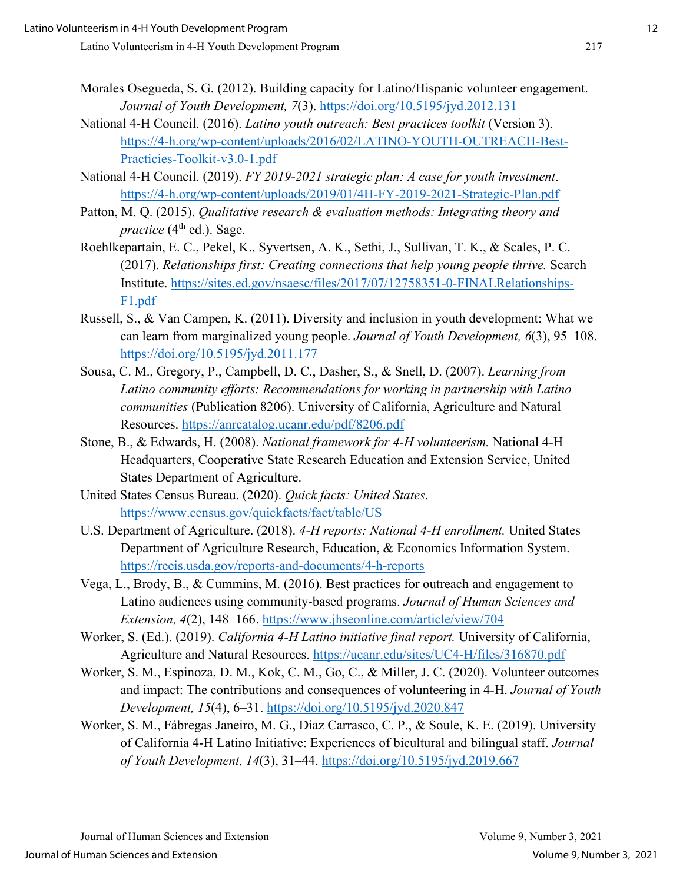Morales Osegueda, S. G. (2012). Building capacity for Latino/Hispanic volunteer engagement. *Journal of Youth Development, 7*(3). https://doi.org/10.5195/jyd.2012.131

National 4-H Council. (2016). *Latino youth outreach: Best practices toolkit* (Version 3). https://4-h.org/wp-content/uploads/2016/02/LATINO-YOUTH-OUTREACH-Best-Practicies-Toolkit-v3.0-1.pdf

National 4-H Council. (2019). *FY 2019-2021 strategic plan: A case for youth investment*. https://4-h.org/wp-content/uploads/2019/01/4H-FY-2019-2021-Strategic-Plan.pdf

Patton, M. Q. (2015). *Qualitative research & evaluation methods: Integrating theory and practice* (4th ed.). Sage.

Roehlkepartain, E. C., Pekel, K., Syvertsen, A. K., Sethi, J., Sullivan, T. K., & Scales, P. C. (2017). *Relationships first: Creating connections that help young people thrive.* Search Institute. https://sites.ed.gov/nsaesc/files/2017/07/12758351-0-FINALRelationships-F1.pdf

Russell, S., & Van Campen, K. (2011). Diversity and inclusion in youth development: What we can learn from marginalized young people. *Journal of Youth Development, 6*(3), 95–108. https://doi.org/10.5195/jyd.2011.177

Sousa, C. M., Gregory, P., Campbell, D. C., Dasher, S., & Snell, D. (2007). *Learning from Latino community efforts: Recommendations for working in partnership with Latino communities* (Publication 8206). University of California, Agriculture and Natural Resources. https://anrcatalog.ucanr.edu/pdf/8206.pdf

Stone, B., & Edwards, H. (2008). *National framework for 4-H volunteerism.* National 4-H Headquarters, Cooperative State Research Education and Extension Service, United States Department of Agriculture.

United States Census Bureau. (2020). *Quick facts: United States*. https://www.census.gov/quickfacts/fact/table/US

U.S. Department of Agriculture. (2018). *4-H reports: National 4-H enrollment.* United States Department of Agriculture Research, Education, & Economics Information System. https://reeis.usda.gov/reports-and-documents/4-h-reports

Vega, L., Brody, B., & Cummins, M. (2016). Best practices for outreach and engagement to Latino audiences using community-based programs. *Journal of Human Sciences and Extension, 4*(2), 148–166. https://www.jhseonline.com/article/view/704

Worker, S. (Ed.). (2019). *California 4-H Latino initiative final report.* University of California, Agriculture and Natural Resources. https://ucanr.edu/sites/UC4-H/files/316870.pdf

Worker, S. M., Espinoza, D. M., Kok, C. M., Go, C., & Miller, J. C. (2020). Volunteer outcomes and impact: The contributions and consequences of volunteering in 4-H. *Journal of Youth Development, 15*(4), 6–31. https://doi.org/10.5195/jyd.2020.847

Worker, S. M., Fábregas Janeiro, M. G., Diaz Carrasco, C. P., & Soule, K. E. (2019). University of California 4-H Latino Initiative: Experiences of bicultural and bilingual staff. *Journal of Youth Development, 14*(3), 31–44. https://doi.org/10.5195/jyd.2019.667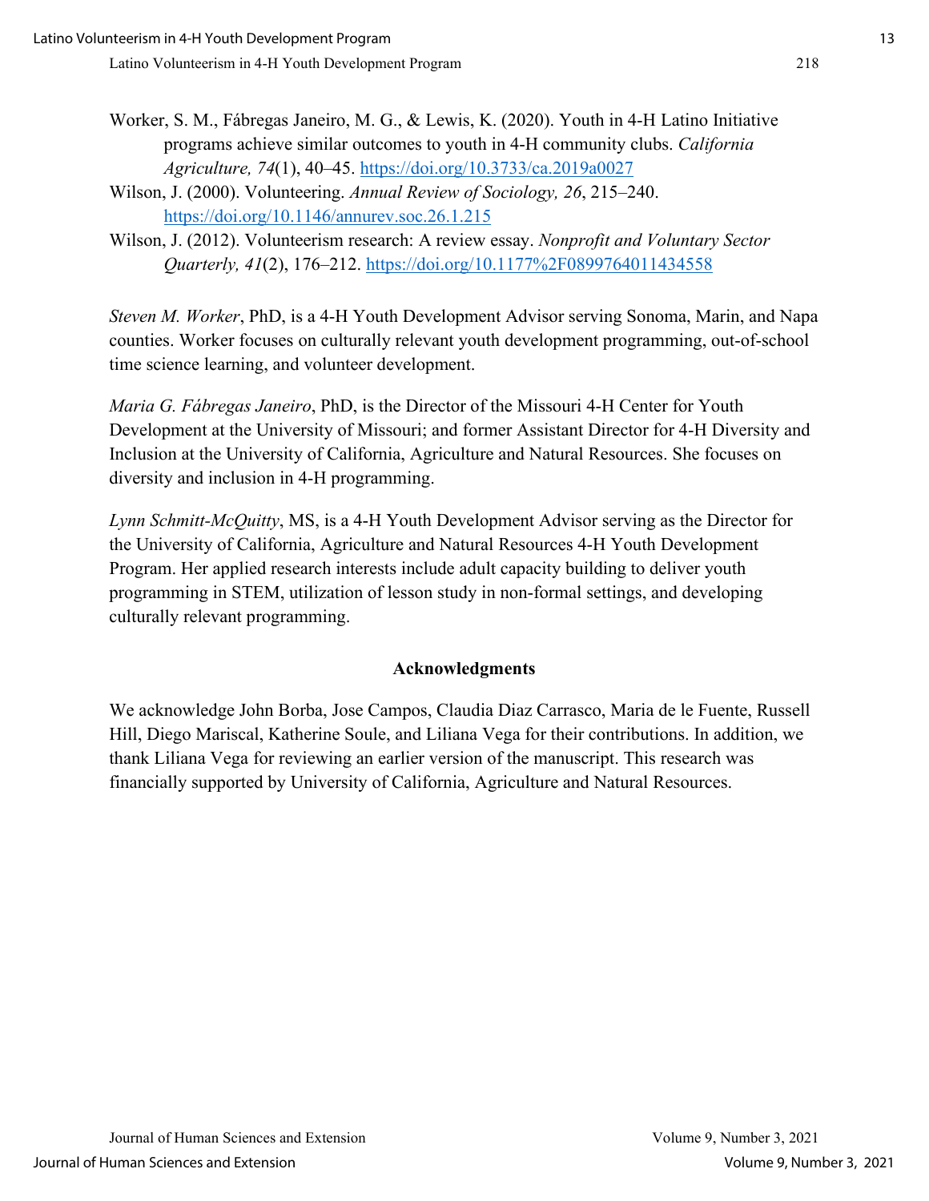Worker, S. M., Fábregas Janeiro, M. G., & Lewis, K. (2020). Youth in 4-H Latino Initiative programs achieve similar outcomes to youth in 4-H community clubs. *California Agriculture, 74*(1), 40–45. https://doi.org/10.3733/ca.2019a0027

Wilson, J. (2000). Volunteering. *Annual Review of Sociology, 26*, 215–240. https://doi.org/10.1146/annurev.soc.26.1.215

Wilson, J. (2012). Volunteerism research: A review essay. *Nonprofit and Voluntary Sector Quarterly, 41*(2), 176–212. https://doi.org/10.1177%2F0899764011434558

*Steven M. Worker*, PhD, is a 4-H Youth Development Advisor serving Sonoma, Marin, and Napa counties. Worker focuses on culturally relevant youth development programming, out-of-school time science learning, and volunteer development.

*Maria G. Fábregas Janeiro*, PhD, is the Director of the Missouri 4-H Center for Youth Development at the University of Missouri; and former Assistant Director for 4-H Diversity and Inclusion at the University of California, Agriculture and Natural Resources. She focuses on diversity and inclusion in 4-H programming.

*Lynn Schmitt-McQuitty*, MS, is a 4-H Youth Development Advisor serving as the Director for the University of California, Agriculture and Natural Resources 4-H Youth Development Program. Her applied research interests include adult capacity building to deliver youth programming in STEM, utilization of lesson study in non-formal settings, and developing culturally relevant programming.

## Acknowledgments

We acknowledge John Borba, Jose Campos, Claudia Diaz Carrasco, Maria de le Fuente, Russell Hill, Diego Mariscal, Katherine Soule, and Liliana Vega for their contributions. In addition, we thank Liliana Vega for reviewing an earlier version of the manuscript. This research was financially supported by University of California, Agriculture and Natural Resources.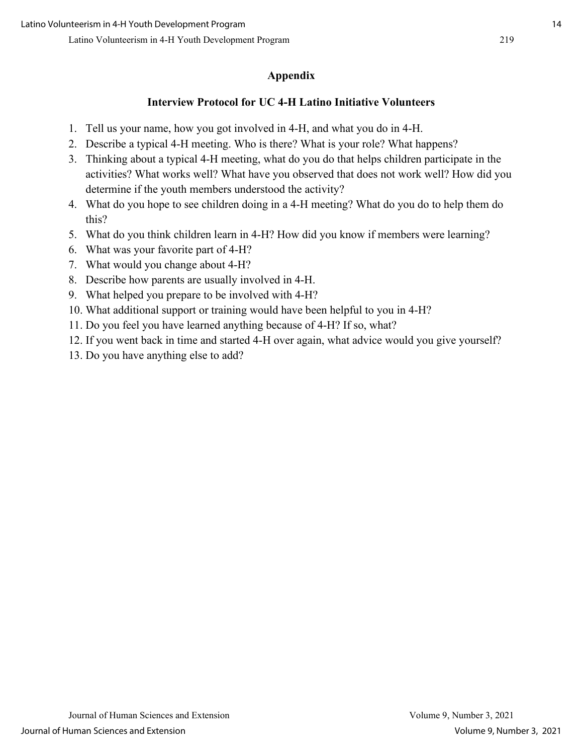## Appendix

### Interview Protocol for UC 4-H Latino Initiative Volunteers

1. Tell us your name, how you got involved in 4-H, and what you do in 4-H.
2. Describe a typical 4-H meeting. Who is there? What is your role? What happens?
3. Thinking about a typical 4-H meeting, what do you do that helps children participate in the activities? What works well? What have you observed that does not work well? How did you determine if the youth members understood the activity?
4. What do you hope to see children doing in a 4-H meeting? What do you do to help them do this?
5. What do you think children learn in 4-H? How did you know if members were learning?
6. What was your favorite part of 4-H?
7. What would you change about 4-H?
8. Describe how parents are usually involved in 4-H.
9. What helped you prepare to be involved with 4-H?
10. What additional support or training would have been helpful to you in 4-H?
11. Do you feel you have learned anything because of 4-H? If so, what?
12. If you went back in time and started 4-H over again, what advice would you give yourself?
13. Do you have anything else to add?